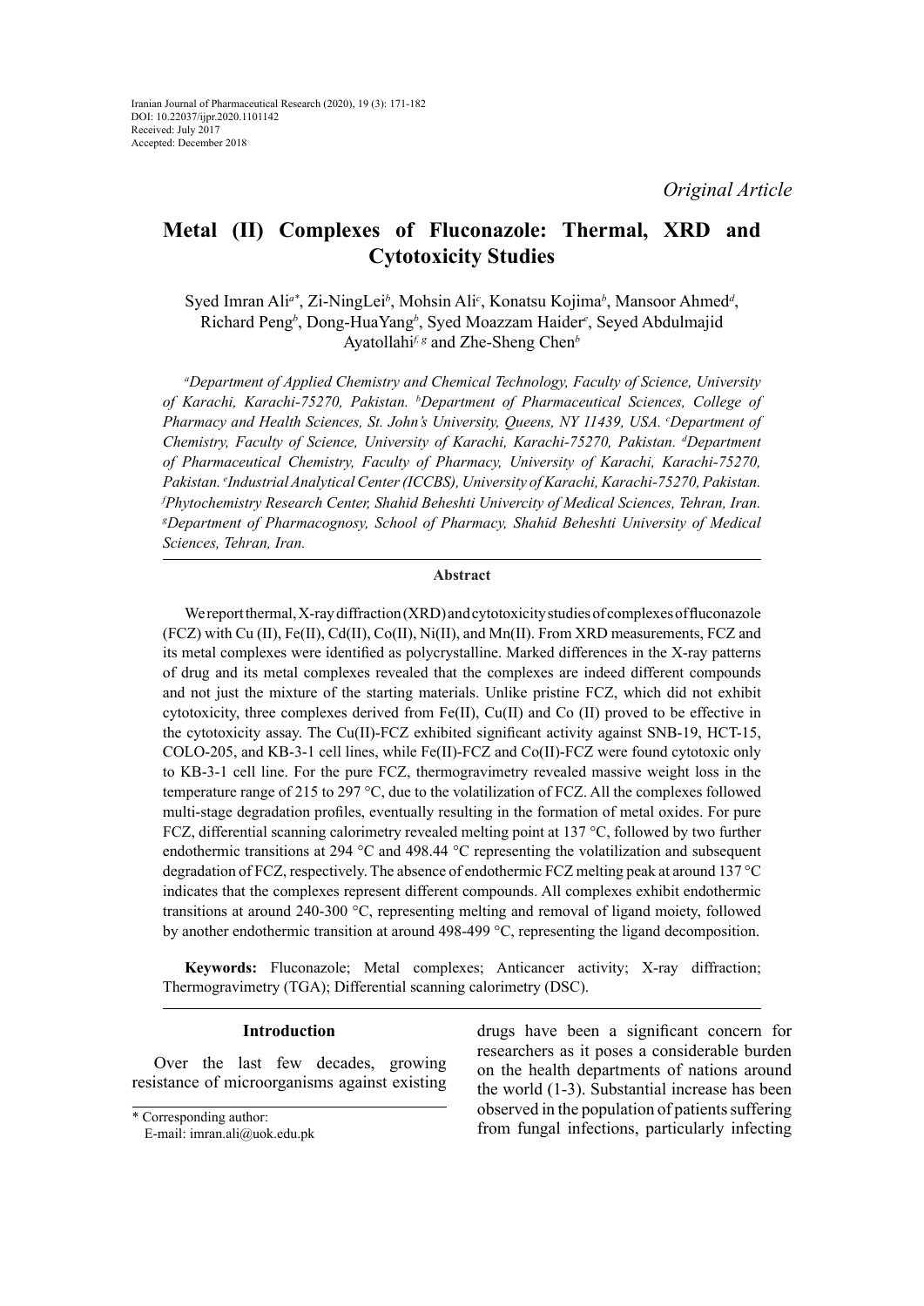Iranian Journal of Pharmaceutical Research (2020), 19 (3): 171-182
DOI: 10.22037/ijpr.2020.1101142
Received: July 2017
Accepted: December 2018

*Original Article*

# Metal (II) Complexes of Fluconazole: Thermal, XRD and Cytotoxicity Studies

Syed Imran Ali[a*], Zi-NingLei[b], Mohsin Ali[c], Konatsu Kojima[b], Mansoor Ahmed[d], Richard Peng[b], Dong-HuaYang[b], Syed Moazzam Haider[e], Seyed Abdulmajid Ayatollahi[f, g] and Zhe-Sheng Chen[b]

*[a]Department of Applied Chemistry and Chemical Technology, Faculty of Science, University of Karachi, Karachi-75270, Pakistan. [b]Department of Pharmaceutical Sciences, College of Pharmacy and Health Sciences, St. John's University, Queens, NY 11439, USA. [c]Department of Chemistry, Faculty of Science, University of Karachi, Karachi-75270, Pakistan. [d]Department of Pharmaceutical Chemistry, Faculty of Pharmacy, University of Karachi, Karachi-75270, Pakistan. [e]Industrial Analytical Center (ICCBS), University of Karachi, Karachi-75270, Pakistan. [f]Phytochemistry Research Center, Shahid Beheshti Univercity of Medical Sciences, Tehran, Iran. [g]Department of Pharmacognosy, School of Pharmacy, Shahid Beheshti University of Medical Sciences, Tehran, Iran.*

### Abstract

We report thermal, X-ray diffraction (XRD) and cytotoxicity studies of complexes of fluconazole (FCZ) with Cu (II), Fe(II), Cd(II), Co(II), Ni(II), and Mn(II). From XRD measurements, FCZ and its metal complexes were identified as polycrystalline. Marked differences in the X-ray patterns of drug and its metal complexes revealed that the complexes are indeed different compounds and not just the mixture of the starting materials. Unlike pristine FCZ, which did not exhibit cytotoxicity, three complexes derived from Fe(II), Cu(II) and Co (II) proved to be effective in the cytotoxicity assay. The Cu(II)-FCZ exhibited significant activity against SNB-19, HCT-15, COLO-205, and KB-3-1 cell lines, while Fe(II)-FCZ and Co(II)-FCZ were found cytotoxic only to KB-3-1 cell line. For the pure FCZ, thermogravimetry revealed massive weight loss in the temperature range of 215 to 297 °C, due to the volatilization of FCZ. All the complexes followed multi-stage degradation profiles, eventually resulting in the formation of metal oxides. For pure FCZ, differential scanning calorimetry revealed melting point at 137 °C, followed by two further endothermic transitions at 294 °C and 498.44 °C representing the volatilization and subsequent degradation of FCZ, respectively. The absence of endothermic FCZ melting peak at around 137 °C indicates that the complexes represent different compounds. All complexes exhibit endothermic transitions at around 240-300 °C, representing melting and removal of ligand moiety, followed by another endothermic transition at around 498-499 °C, representing the ligand decomposition.

**Keywords:** Fluconazole; Metal complexes; Anticancer activity; X-ray diffraction; Thermogravimetry (TGA); Differential scanning calorimetry (DSC).

## Introduction

Over the last few decades, growing resistance of microorganisms against existing drugs have been a significant concern for researchers as it poses a considerable burden on the health departments of nations around the world (1-3). Substantial increase has been observed in the population of patients suffering from fungal infections, particularly infecting

\* Corresponding author:
E-mail: imran.ali@uok.edu.pk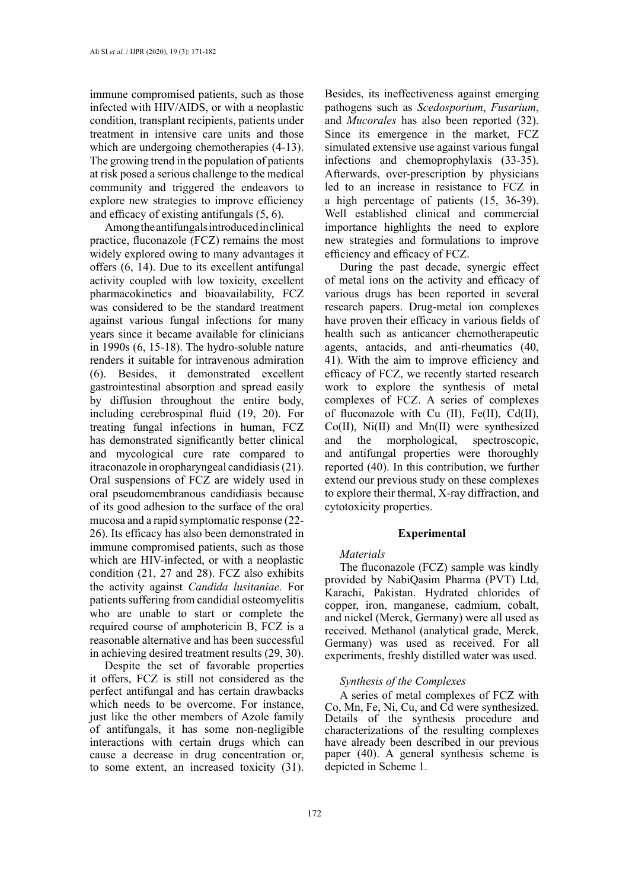immune compromised patients, such as those infected with HIV/AIDS, or with a neoplastic condition, transplant recipients, patients under treatment in intensive care units and those which are undergoing chemotherapies (4-13). The growing trend in the population of patients at risk posed a serious challenge to the medical community and triggered the endeavors to explore new strategies to improve efficiency and efficacy of existing antifungals (5, 6).

Among the antifungals introduced in clinical practice, fluconazole (FCZ) remains the most widely explored owing to many advantages it offers (6, 14). Due to its excellent antifungal activity coupled with low toxicity, excellent pharmacokinetics and bioavailability, FCZ was considered to be the standard treatment against various fungal infections for many years since it became available for clinicians in 1990s (6, 15-18). The hydro-soluble nature renders it suitable for intravenous admiration (6). Besides, it demonstrated excellent gastrointestinal absorption and spread easily by diffusion throughout the entire body, including cerebrospinal fluid (19, 20). For treating fungal infections in human, FCZ has demonstrated significantly better clinical and mycological cure rate compared to itraconazole in oropharyngeal candidiasis (21). Oral suspensions of FCZ are widely used in oral pseudomembranous candidiasis because of its good adhesion to the surface of the oral mucosa and a rapid symptomatic response (22-26). Its efficacy has also been demonstrated in immune compromised patients, such as those which are HIV-infected, or with a neoplastic condition (21, 27 and 28). FCZ also exhibits the activity against *Candida lusitaniae.* For patients suffering from candidial osteomyelitis who are unable to start or complete the required course of amphotericin B, FCZ is a reasonable alternative and has been successful in achieving desired treatment results (29, 30).

Despite the set of favorable properties it offers, FCZ is still not considered as the perfect antifungal and has certain drawbacks which needs to be overcome. For instance, just like the other members of Azole family of antifungals, it has some non-negligible interactions with certain drugs which can cause a decrease in drug concentration or, to some extent, an increased toxicity (31). Besides, its ineffectiveness against emerging pathogens such as *Scedosporium*, *Fusarium*, and *Mucorales* has also been reported (32). Since its emergence in the market, FCZ simulated extensive use against various fungal infections and chemoprophylaxis (33-35). Afterwards, over-prescription by physicians led to an increase in resistance to FCZ in a high percentage of patients (15, 36-39). Well established clinical and commercial importance highlights the need to explore new strategies and formulations to improve efficiency and efficacy of FCZ.

During the past decade, synergic effect of metal ions on the activity and efficacy of various drugs has been reported in several research papers. Drug-metal ion complexes have proven their efficacy in various fields of health such as anticancer chemotherapeutic agents, antacids, and anti-rheumatics (40, 41). With the aim to improve efficiency and efficacy of FCZ, we recently started research work to explore the synthesis of metal complexes of FCZ. A series of complexes of fluconazole with Cu (II), Fe(II), Cd(II), Co(II), Ni(II) and Mn(II) were synthesized and the morphological, spectroscopic, and antifungal properties were thoroughly reported (40). In this contribution, we further extend our previous study on these complexes to explore their thermal, X-ray diffraction, and cytotoxicity properties.

## Experimental

### *Materials*

The fluconazole (FCZ) sample was kindly provided by NabiQasim Pharma (PVT) Ltd, Karachi, Pakistan. Hydrated chlorides of copper, iron, manganese, cadmium, cobalt, and nickel (Merck, Germany) were all used as received. Methanol (analytical grade, Merck, Germany) was used as received. For all experiments, freshly distilled water was used.

### *Synthesis of the Complexes*

A series of metal complexes of FCZ with Co, Mn, Fe, Ni, Cu, and Cd were synthesized. Details of the synthesis procedure and characterizations of the resulting complexes have already been described in our previous paper (40). A general synthesis scheme is depicted in Scheme 1.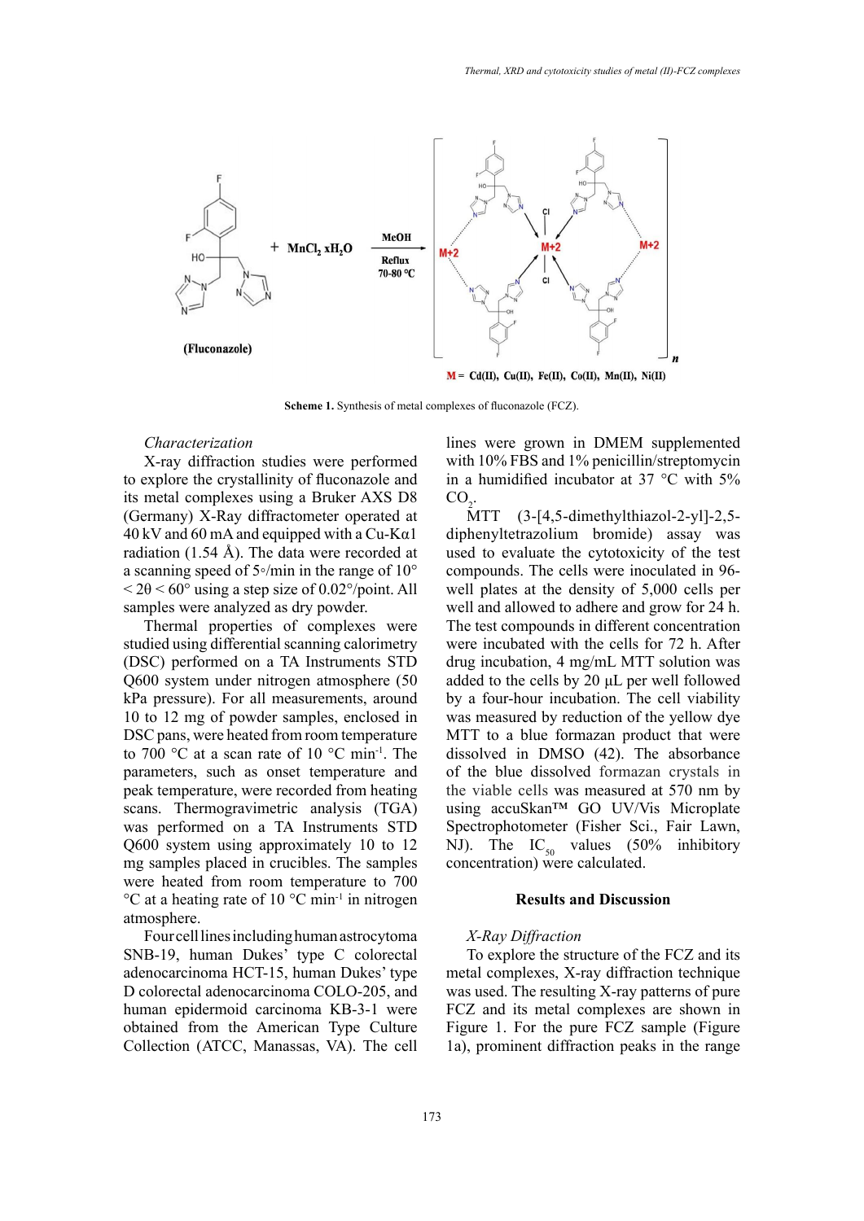**Scheme 1.** Synthesis of metal complexes of fluconazole (FCZ).

*Characterization*

X-ray diffraction studies were performed to explore the crystallinity of fluconazole and its metal complexes using a Bruker AXS D8 (Germany) X-Ray diffractometer operated at 40 kV and 60 mA and equipped with a Cu-Kα1 radiation (1.54 Å). The data were recorded at a scanning speed of 5°/min in the range of 10° < 2θ < 60° using a step size of 0.02°/point. All samples were analyzed as dry powder.

Thermal properties of complexes were studied using differential scanning calorimetry (DSC) performed on a TA Instruments STD Q600 system under nitrogen atmosphere (50 kPa pressure). For all measurements, around 10 to 12 mg of powder samples, enclosed in DSC pans, were heated from room temperature to 700 °C at a scan rate of 10 °C min$^{-1}$. The parameters, such as onset temperature and peak temperature, were recorded from heating scans. Thermogravimetric analysis (TGA) was performed on a TA Instruments STD Q600 system using approximately 10 to 12 mg samples placed in crucibles. The samples were heated from room temperature to 700 °C at a heating rate of 10 °C min$^{-1}$ in nitrogen atmosphere.

Four cell lines including human astrocytoma SNB-19, human Dukes' type C colorectal adenocarcinoma HCT-15, human Dukes' type D colorectal adenocarcinoma COLO-205, and human epidermoid carcinoma KB-3-1 were obtained from the American Type Culture Collection (ATCC, Manassas, VA). The cell lines were grown in DMEM supplemented with 10% FBS and 1% penicillin/streptomycin in a humidified incubator at 37 °C with 5% $CO_2$.

MTT (3-[4,5-dimethylthiazol-2-yl]-2,5-diphenyltetrazolium bromide) assay was used to evaluate the cytotoxicity of the test compounds. The cells were inoculated in 96-well plates at the density of 5,000 cells per well and allowed to adhere and grow for 24 h. The test compounds in different concentration were incubated with the cells for 72 h. After drug incubation, 4 mg/mL MTT solution was added to the cells by 20 µL per well followed by a four-hour incubation. The cell viability was measured by reduction of the yellow dye MTT to a blue formazan product that were dissolved in DMSO (42). The absorbance of the blue dissolved formazan crystals in the viable cells was measured at 570 nm by using accuSkan™ GO UV/Vis Microplate Spectrophotometer (Fisher Sci., Fair Lawn, NJ). The $IC_{50}$ values (50% inhibitory concentration) were calculated.

## Results and Discussion

*X-Ray Diffraction*

To explore the structure of the FCZ and its metal complexes, X-ray diffraction technique was used. The resulting X-ray patterns of pure FCZ and its metal complexes are shown in Figure 1. For the pure FCZ sample (Figure 1a), prominent diffraction peaks in the range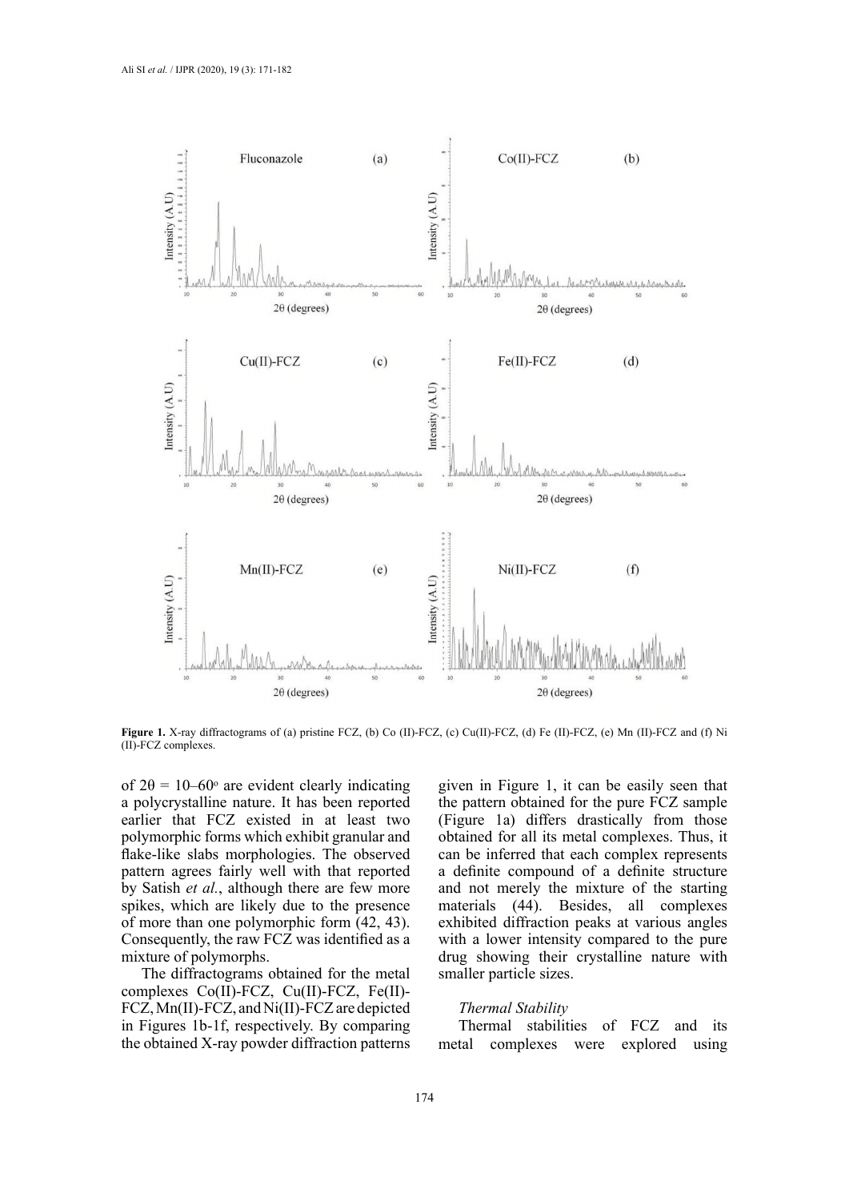**Figure 1.** X-ray diffractograms of (a) pristine FCZ, (b) Co (II)-FCZ, (c) Cu(II)-FCZ, (d) Fe (II)-FCZ, (e) Mn (II)-FCZ and (f) Ni (II)-FCZ complexes.

of $2\theta = 10–60^{o}$ are evident clearly indicating a polycrystalline nature. It has been reported earlier that FCZ existed in at least two polymorphic forms which exhibit granular and flake-like slabs morphologies. The observed pattern agrees fairly well with that reported by Satish *et al.*, although there are few more spikes, which are likely due to the presence of more than one polymorphic form (42, 43). Consequently, the raw FCZ was identified as a mixture of polymorphs.

The diffractograms obtained for the metal complexes Co(II)-FCZ, Cu(II)-FCZ, Fe(II)-FCZ, Mn(II)-FCZ, and Ni(II)-FCZ are depicted in Figures 1b-1f, respectively. By comparing the obtained X-ray powder diffraction patterns given in Figure 1, it can be easily seen that the pattern obtained for the pure FCZ sample (Figure 1a) differs drastically from those obtained for all its metal complexes. Thus, it can be inferred that each complex represents a definite compound of a definite structure and not merely the mixture of the starting materials (44). Besides, all complexes exhibited diffraction peaks at various angles with a lower intensity compared to the pure drug showing their crystalline nature with smaller particle sizes.

### *Thermal Stability*

Thermal stabilities of FCZ and its metal complexes were explored using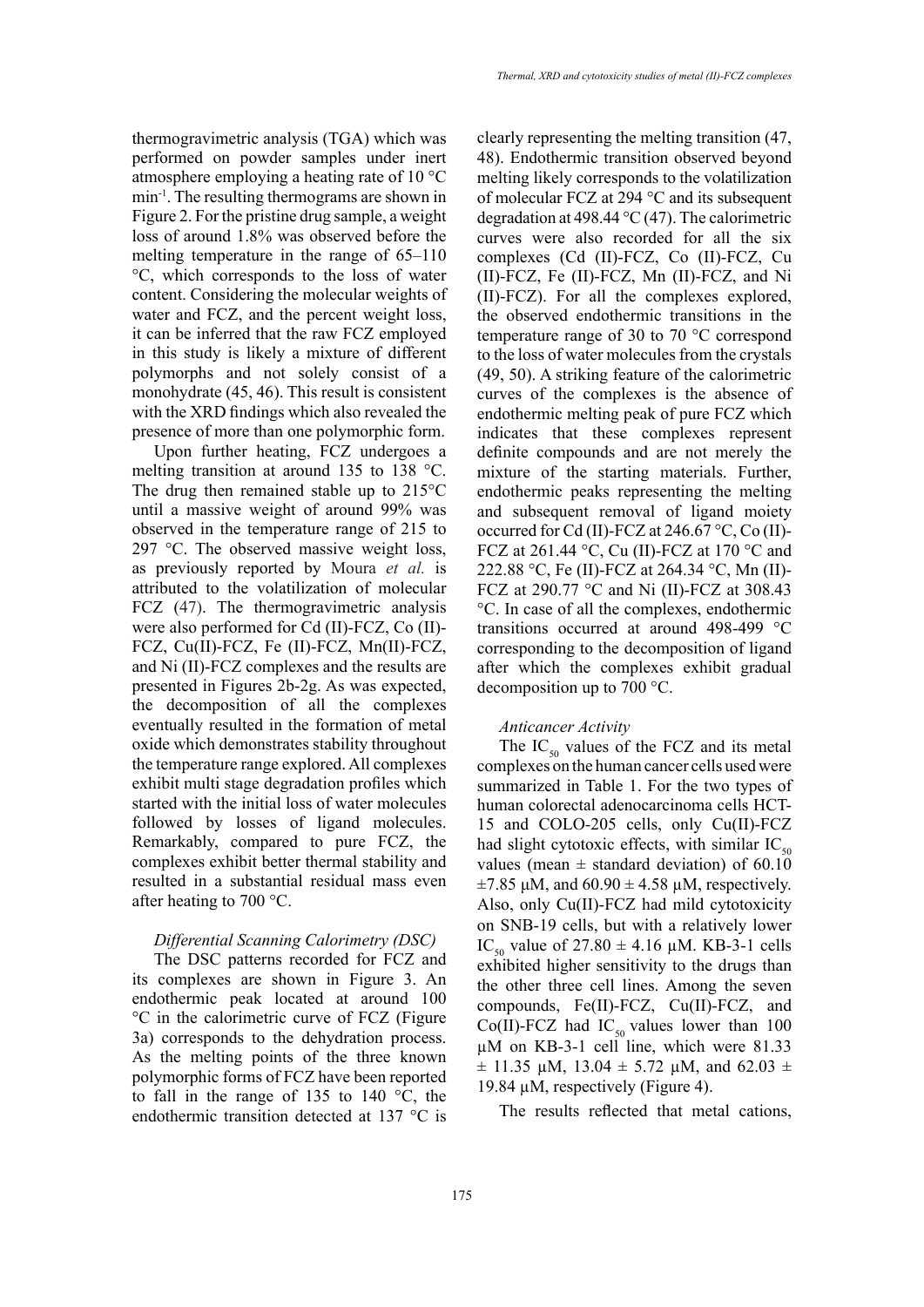thermogravimetric analysis (TGA) which was performed on powder samples under inert atmosphere employing a heating rate of 10 °C $min^{-1}$. The resulting thermograms are shown in Figure 2. For the pristine drug sample, a weight loss of around 1.8% was observed before the melting temperature in the range of 65–110 °C, which corresponds to the loss of water content. Considering the molecular weights of water and FCZ, and the percent weight loss, it can be inferred that the raw FCZ employed in this study is likely a mixture of different polymorphs and not solely consist of a monohydrate (45, 46). This result is consistent with the XRD findings which also revealed the presence of more than one polymorphic form.

Upon further heating, FCZ undergoes a melting transition at around 135 to 138 °C. The drug then remained stable up to 215°C until a massive weight of around 99% was observed in the temperature range of 215 to 297 °C. The observed massive weight loss, as previously reported by Moura *et al.* is attributed to the volatilization of molecular FCZ (47). The thermogravimetric analysis were also performed for Cd (II)-FCZ, Co (II)-FCZ, Cu(II)-FCZ, Fe (II)-FCZ, Mn(II)-FCZ, and Ni (II)-FCZ complexes and the results are presented in Figures 2b-2g. As was expected, the decomposition of all the complexes eventually resulted in the formation of metal oxide which demonstrates stability throughout the temperature range explored. All complexes exhibit multi stage degradation profiles which started with the initial loss of water molecules followed by losses of ligand molecules. Remarkably, compared to pure FCZ, the complexes exhibit better thermal stability and resulted in a substantial residual mass even after heating to 700 °C.

### *Differential Scanning Calorimetry (DSC)*

The DSC patterns recorded for FCZ and its complexes are shown in Figure 3. An endothermic peak located at around 100 °C in the calorimetric curve of FCZ (Figure 3a) corresponds to the dehydration process. As the melting points of the three known polymorphic forms of FCZ have been reported to fall in the range of 135 to 140 °C, the endothermic transition detected at 137 °C is clearly representing the melting transition (47, 48). Endothermic transition observed beyond melting likely corresponds to the volatilization of molecular FCZ at 294 °C and its subsequent degradation at 498.44 °C (47). The calorimetric curves were also recorded for all the six complexes (Cd (II)-FCZ, Co (II)-FCZ, Cu (II)-FCZ, Fe (II)-FCZ, Mn (II)-FCZ, and Ni (II)-FCZ). For all the complexes explored, the observed endothermic transitions in the temperature range of 30 to 70 °C correspond to the loss of water molecules from the crystals (49, 50). A striking feature of the calorimetric curves of the complexes is the absence of endothermic melting peak of pure FCZ which indicates that these complexes represent definite compounds and are not merely the mixture of the starting materials. Further, endothermic peaks representing the melting and subsequent removal of ligand moiety occurred for Cd (II)-FCZ at 246.67 °C, Co (II)-FCZ at 261.44 °C, Cu (II)-FCZ at 170 °C and 222.88 °C, Fe (II)-FCZ at 264.34 °C, Mn (II)-FCZ at 290.77 °C and Ni (II)-FCZ at 308.43 °C. In case of all the complexes, endothermic transitions occurred at around 498-499 °C corresponding to the decomposition of ligand after which the complexes exhibit gradual decomposition up to 700 °C.

### *Anticancer Activity*

The $IC_{50}$ values of the FCZ and its metal complexes on the human cancer cells used were summarized in Table 1. For the two types of human colorectal adenocarcinoma cells HCT-15 and COLO-205 cells, only Cu(II)-FCZ had slight cytotoxic effects, with similar $IC_{50}$ values (mean ± standard deviation) of 60.10 ±7.85 μM, and 60.90 ± 4.58 μM, respectively. Also, only Cu(II)-FCZ had mild cytotoxicity on SNB-19 cells, but with a relatively lower $IC_{50}$ value of 27.80 ± 4.16 μM. KB-3-1 cells exhibited higher sensitivity to the drugs than the other three cell lines. Among the seven compounds, Fe(II)-FCZ, Cu(II)-FCZ, and Co(II)-FCZ had $IC_{50}$ values lower than 100 μM on KB-3-1 cell line, which were 81.33 ± 11.35 μM, 13.04 ± 5.72 μM, and 62.03 ± 19.84 μM, respectively (Figure 4).

The results reflected that metal cations,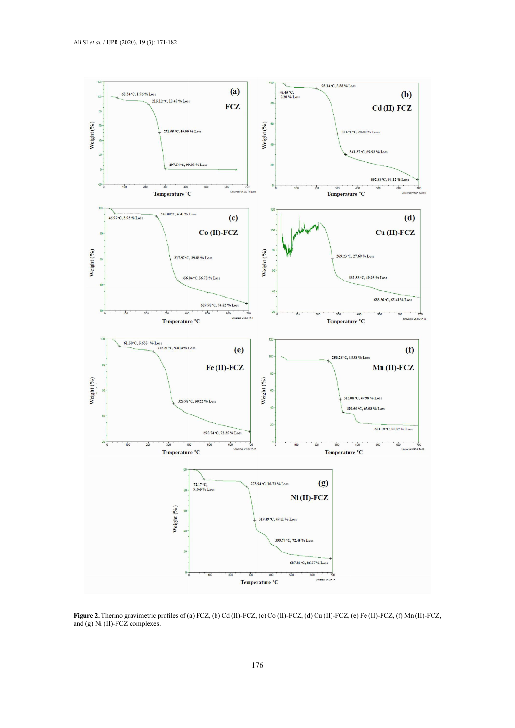**Figure 2.** Thermo gravimetric profiles of (a) FCZ, (b) Cd (II)-FCZ, (c) Co (II)-FCZ, (d) Cu (II)-FCZ, (e) Fe (II)-FCZ, (f) Mn (II)-FCZ, and (g) Ni (II)-FCZ complexes.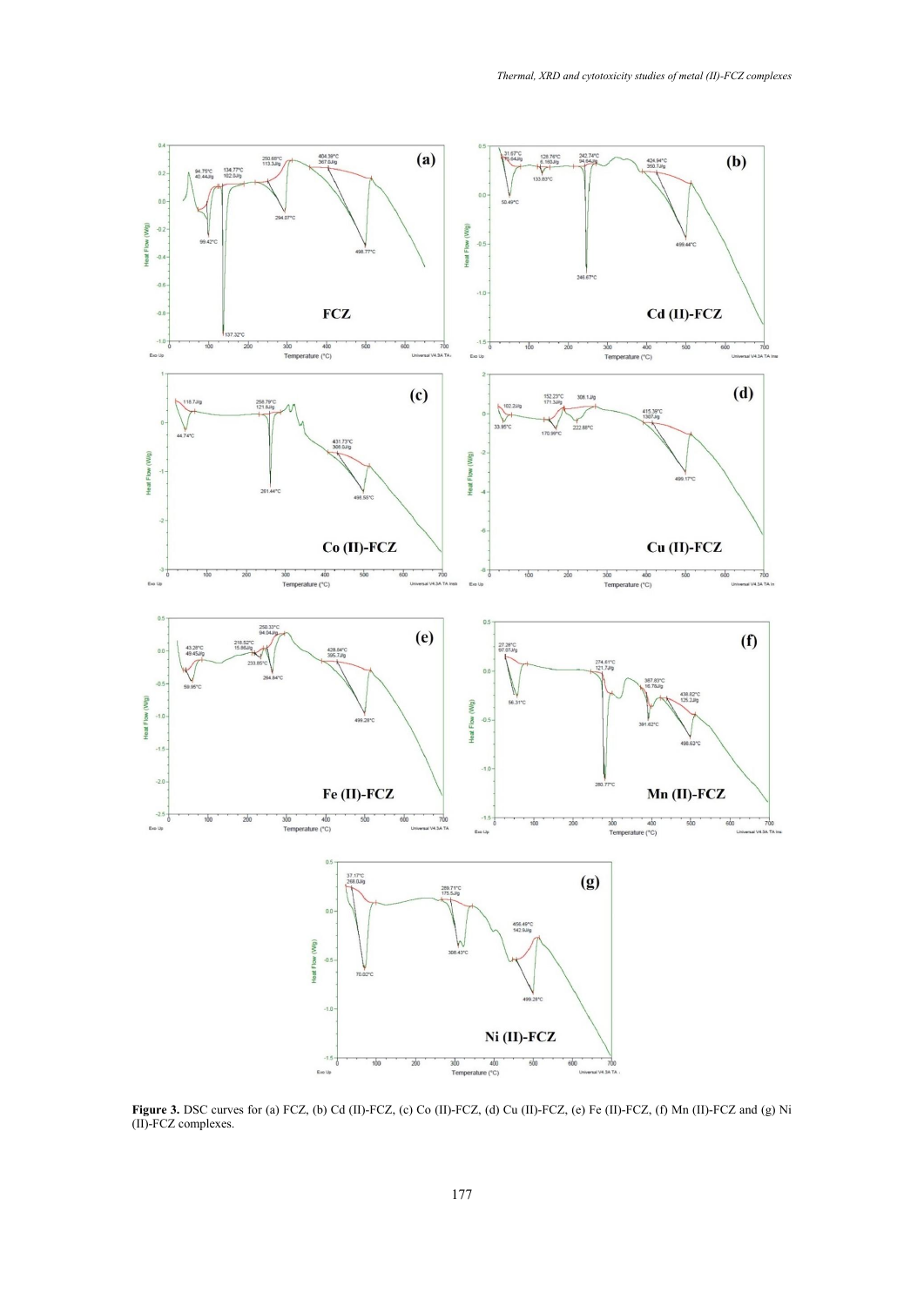**Figure 3.** DSC curves for (a) FCZ, (b) Cd (II)-FCZ, (c) Co (II)-FCZ, (d) Cu (II)-FCZ, (e) Fe (II)-FCZ, (f) Mn (II)-FCZ and (g) Ni (II)-FCZ complexes.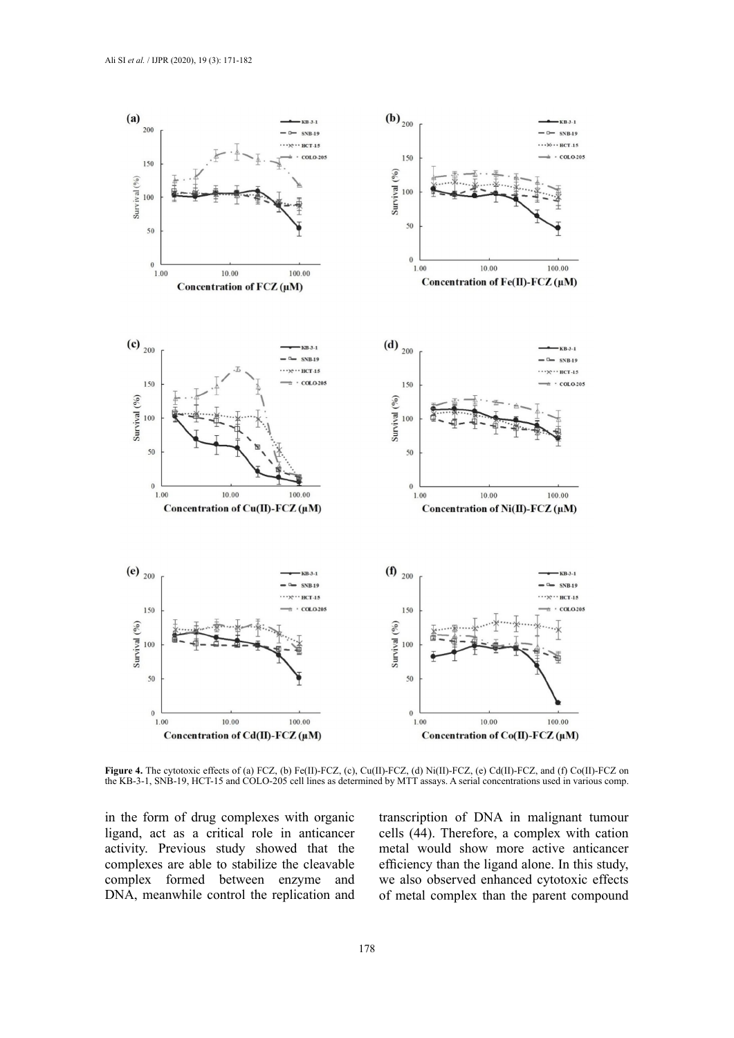**Figure 4.** The cytotoxic effects of (a) FCZ, (b) Fe(II)-FCZ, (c), Cu(II)-FCZ, (d) Ni(II)-FCZ, (e) Cd(II)-FCZ, and (f) Co(II)-FCZ on the KB-3-1, SNB-19, HCT-15 and COLO-205 cell lines as determined by MTT assays. A serial concentrations used in various comp.

in the form of drug complexes with organic ligand, act as a critical role in anticancer activity. Previous study showed that the complexes are able to stabilize the cleavable complex formed between enzyme and DNA, meanwhile control the replication and transcription of DNA in malignant tumour cells (44). Therefore, a complex with cation metal would show more active anticancer efficiency than the ligand alone. In this study, we also observed enhanced cytotoxic effects of metal complex than the parent compound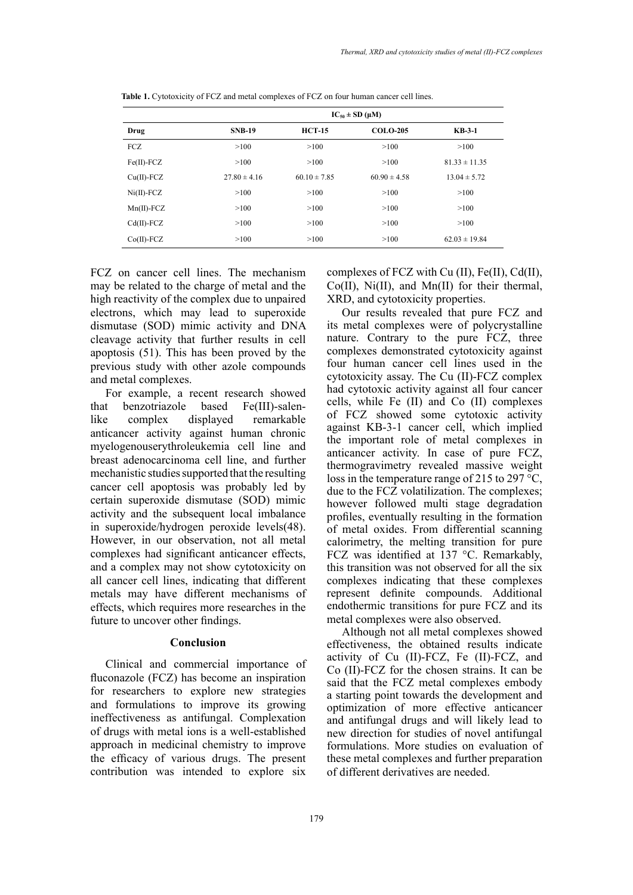**Table 1.** Cytotoxicity of FCZ and metal complexes of FCZ on four human cancer cell lines.

| | $IC_{50} \pm SD$ (µM) | | | |
|---|---|---|---|---|
| **Drug** | **SNB-19** | **HCT-15** | **COLO-205** | **KB-3-1** |
| FCZ | >100 | >100 | >100 | >100 |
| Fe(II)-FCZ | >100 | >100 | >100 | 81.33 ± 11.35 |
| Cu(II)-FCZ | 27.80 ± 4.16 | 60.10 ± 7.85 | 60.90 ± 4.58 | 13.04 ± 5.72 |
| Ni(II)-FCZ | >100 | >100 | >100 | >100 |
| Mn(II)-FCZ | >100 | >100 | >100 | >100 |
| Cd(II)-FCZ | >100 | >100 | >100 | >100 |
| Co(II)-FCZ | >100 | >100 | >100 | 62.03 ± 19.84 |

FCZ on cancer cell lines. The mechanism may be related to the charge of metal and the high reactivity of the complex due to unpaired electrons, which may lead to superoxide dismutase (SOD) mimic activity and DNA cleavage activity that further results in cell apoptosis (51). This has been proved by the previous study with other azole compounds and metal complexes.

For example, a recent research showed that benzotriazole based Fe(III)-salen-like complex displayed remarkable anticancer activity against human chronic myelogenouserythroleukemia cell line and breast adenocarcinoma cell line, and further mechanistic studies supported that the resulting cancer cell apoptosis was probably led by certain superoxide dismutase (SOD) mimic activity and the subsequent local imbalance in superoxide/hydrogen peroxide levels(48). However, in our observation, not all metal complexes had significant anticancer effects, and a complex may not show cytotoxicity on all cancer cell lines, indicating that different metals may have different mechanisms of effects, which requires more researches in the future to uncover other findings.

## Conclusion

Clinical and commercial importance of fluconazole (FCZ) has become an inspiration for researchers to explore new strategies and formulations to improve its growing ineffectiveness as antifungal. Complexation of drugs with metal ions is a well-established approach in medicinal chemistry to improve the efficacy of various drugs. The present contribution was intended to explore six complexes of FCZ with Cu (II), Fe(II), Cd(II), Co(II), Ni(II), and Mn(II) for their thermal, XRD, and cytotoxicity properties.

Our results revealed that pure FCZ and its metal complexes were of polycrystalline nature. Contrary to the pure FCZ, three complexes demonstrated cytotoxicity against four human cancer cell lines used in the cytotoxicity assay. The Cu (II)-FCZ complex had cytotoxic activity against all four cancer cells, while Fe (II) and Co (II) complexes of FCZ showed some cytotoxic activity against KB-3-1 cancer cell, which implied the important role of metal complexes in anticancer activity. In case of pure FCZ, thermogravimetry revealed massive weight loss in the temperature range of 215 to 297 °C, due to the FCZ volatilization. The complexes; however followed multi stage degradation profiles, eventually resulting in the formation of metal oxides. From differential scanning calorimetry, the melting transition for pure FCZ was identified at 137 °C. Remarkably, this transition was not observed for all the six complexes indicating that these complexes represent definite compounds. Additional endothermic transitions for pure FCZ and its metal complexes were also observed.

Although not all metal complexes showed effectiveness, the obtained results indicate activity of Cu (II)-FCZ, Fe (II)-FCZ, and Co (II)-FCZ for the chosen strains. It can be said that the FCZ metal complexes embody a starting point towards the development and optimization of more effective anticancer and antifungal drugs and will likely lead to new direction for studies of novel antifungal formulations. More studies on evaluation of these metal complexes and further preparation of different derivatives are needed.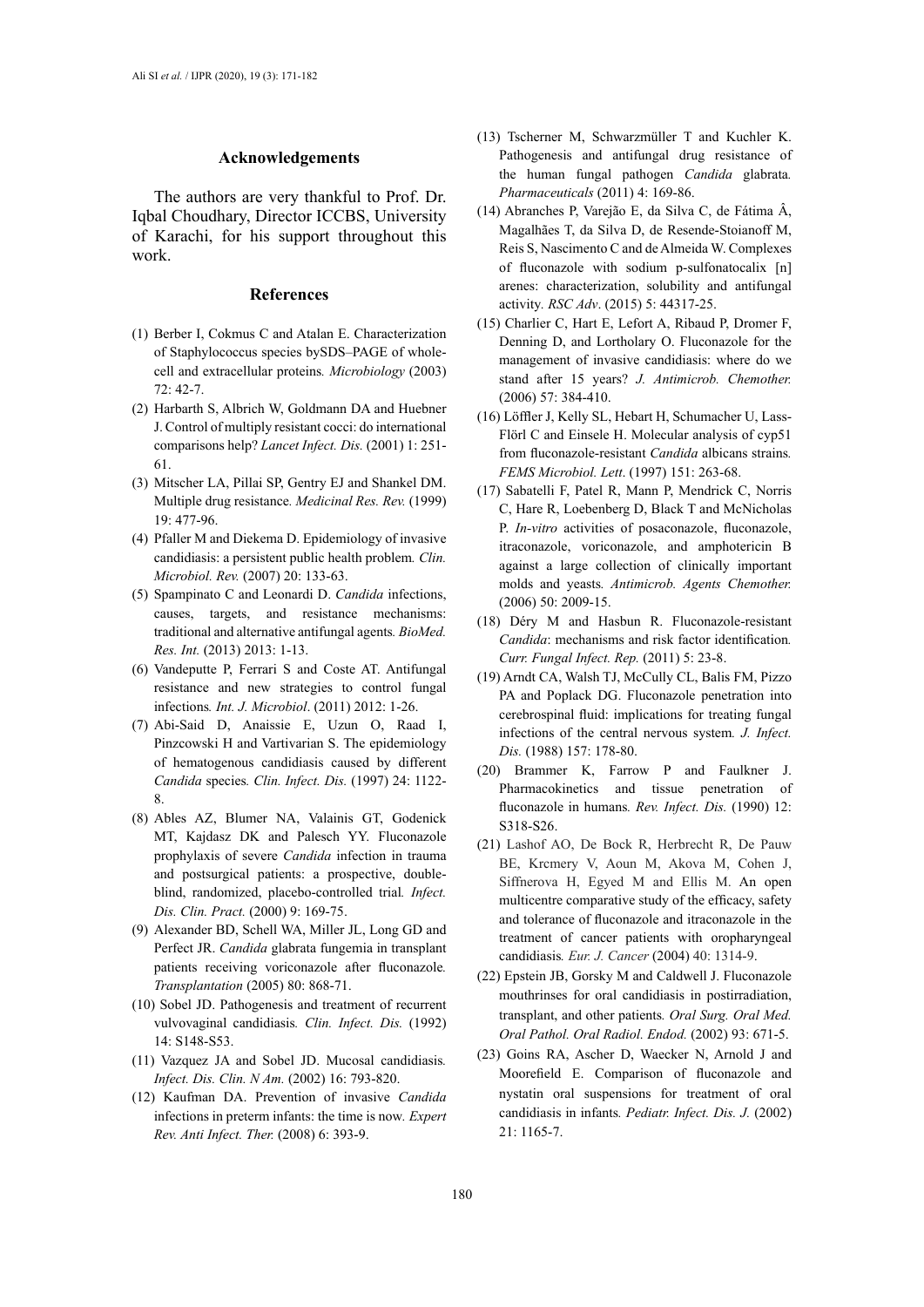## Acknowledgements

The authors are very thankful to Prof. Dr. Iqbal Choudhary, Director ICCBS, University of Karachi, for his support throughout this work.

## References

(1) Berber I, Cokmus C and Atalan E. Characterization of Staphylococcus species bySDS–PAGE of whole-cell and extracellular proteins. *Microbiology* (2003) 72: 42-7.

(2) Harbarth S, Albrich W, Goldmann DA and Huebner J. Control of multiply resistant cocci: do international comparisons help? *Lancet Infect. Dis.* (2001) 1: 251-61.

(3) Mitscher LA, Pillai SP, Gentry EJ and Shankel DM. Multiple drug resistance. *Medicinal Res. Rev.* (1999) 19: 477-96.

(4) Pfaller M and Diekema D. Epidemiology of invasive candidiasis: a persistent public health problem. *Clin. Microbiol. Rev.* (2007) 20: 133-63.

(5) Spampinato C and Leonardi D. *Candida* infections, causes, targets, and resistance mechanisms: traditional and alternative antifungal agents. *BioMed. Res. Int.* (2013) 2013: 1-13.

(6) Vandeputte P, Ferrari S and Coste AT. Antifungal resistance and new strategies to control fungal infections. *Int. J. Microbiol*. (2011) 2012: 1-26.

(7) Abi-Said D, Anaissie E, Uzun O, Raad I, Pinzcowski H and Vartivarian S. The epidemiology of hematogenous candidiasis caused by different *Candida* species. *Clin. Infect. Dis.* (1997) 24: 1122-8.

(8) Ables AZ, Blumer NA, Valainis GT, Godenick MT, Kajdasz DK and Palesch YY. Fluconazole prophylaxis of severe *Candida* infection in trauma and postsurgical patients: a prospective, double-blind, randomized, placebo-controlled trial. *Infect. Dis. Clin. Pract.* (2000) 9: 169-75.

(9) Alexander BD, Schell WA, Miller JL, Long GD and Perfect JR. *Candida* glabrata fungemia in transplant patients receiving voriconazole after fluconazole. *Transplantation* (2005) 80: 868-71.

(10) Sobel JD. Pathogenesis and treatment of recurrent vulvovaginal candidiasis. *Clin. Infect. Dis.* (1992) 14: S148-S53.

(11) Vazquez JA and Sobel JD. Mucosal candidiasis. *Infect. Dis. Clin. N Am.* (2002) 16: 793-820.

(12) Kaufman DA. Prevention of invasive *Candida* infections in preterm infants: the time is now. *Expert Rev. Anti Infect. Ther.* (2008) 6: 393-9.

(13) Tscherner M, Schwarzmüller T and Kuchler K. Pathogenesis and antifungal drug resistance of the human fungal pathogen *Candida* glabrata. *Pharmaceuticals* (2011) 4: 169-86.

(14) Abranches P, Varejão E, da Silva C, de Fátima Â, Magalhães T, da Silva D, de Resende-Stoianoff M, Reis S, Nascimento C and de Almeida W. Complexes of fluconazole with sodium p-sulfonatocalix [n] arenes: characterization, solubility and antifungal activity. *RSC Adv*. (2015) 5: 44317-25.

(15) Charlier C, Hart E, Lefort A, Ribaud P, Dromer F, Denning D, and Lortholary O. Fluconazole for the management of invasive candidiasis: where do we stand after 15 years? *J. Antimicrob. Chemother.* (2006) 57: 384-410.

(16) Löffler J, Kelly SL, Hebart H, Schumacher U, Lass-Flörl C and Einsele H. Molecular analysis of cyp51 from fluconazole-resistant *Candida* albicans strains. *FEMS Microbiol. Lett*. (1997) 151: 263-68.

(17) Sabatelli F, Patel R, Mann P, Mendrick C, Norris C, Hare R, Loebenberg D, Black T and McNicholas P. *In-vitro* activities of posaconazole, fluconazole, itraconazole, voriconazole, and amphotericin B against a large collection of clinically important molds and yeasts. *Antimicrob. Agents Chemother.* (2006) 50: 2009-15.

(18) Déry M and Hasbun R. Fluconazole-resistant *Candida*: mechanisms and risk factor identification. *Curr. Fungal Infect. Rep.* (2011) 5: 23-8.

(19) Arndt CA, Walsh TJ, McCully CL, Balis FM, Pizzo PA and Poplack DG. Fluconazole penetration into cerebrospinal fluid: implications for treating fungal infections of the central nervous system. *J. Infect. Dis.* (1988) 157: 178-80.

(20) Brammer K, Farrow P and Faulkner J. Pharmacokinetics and tissue penetration of fluconazole in humans. *Rev. Infect. Dis.* (1990) 12: S318-S26.

(21) Lashof AO, De Bock R, Herbrecht R, De Pauw BE, Krcmery V, Aoun M, Akova M, Cohen J, Siffnerova H, Egyed M and Ellis M. An open multicentre comparative study of the efficacy, safety and tolerance of fluconazole and itraconazole in the treatment of cancer patients with oropharyngeal candidiasis. *Eur. J. Cancer* (2004) 40: 1314-9.

(22) Epstein JB, Gorsky M and Caldwell J. Fluconazole mouthrinses for oral candidiasis in postirradiation, transplant, and other patients. *Oral Surg. Oral Med. Oral Pathol. Oral Radiol. Endod.* (2002) 93: 671-5.

(23) Goins RA, Ascher D, Waecker N, Arnold J and Moorefield E. Comparison of fluconazole and nystatin oral suspensions for treatment of oral candidiasis in infants. *Pediatr. Infect. Dis. J.* (2002) 21: 1165-7.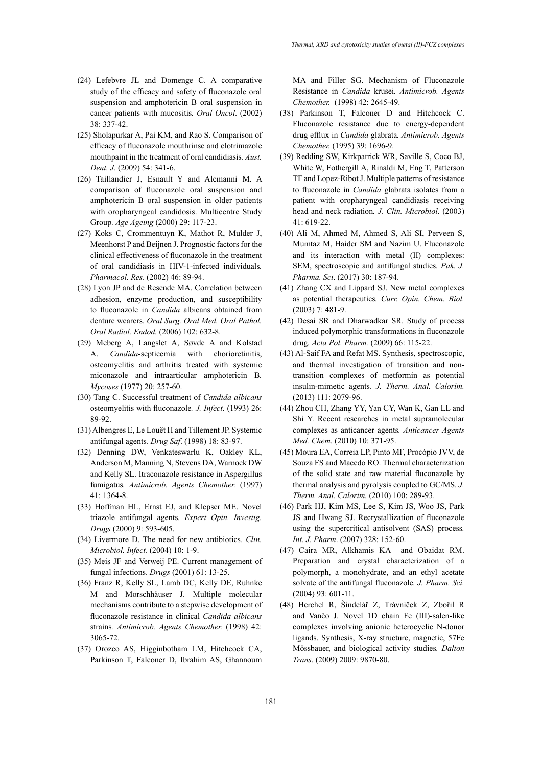(24) Lefebvre JL and Domenge C. A comparative study of the efficacy and safety of fluconazole oral suspension and amphotericin B oral suspension in cancer patients with mucositis. *Oral Oncol*. (2002) 38: 337-42.

(25) Sholapurkar A, Pai KM, and Rao S. Comparison of efficacy of fluconazole mouthrinse and clotrimazole mouthpaint in the treatment of oral candidiasis. *Aust. Dent. J.* (2009) 54: 341-6.

(26) Taillandier J, Esnault Y and Alemanni M. A comparison of fluconazole oral suspension and amphotericin B oral suspension in older patients with oropharyngeal candidosis. Multicentre Study Group. *Age Ageing* (2000) 29: 117-23.

(27) Koks C, Crommentuyn K, Mathot R, Mulder J, Meenhorst P and Beijnen J. Prognostic factors for the clinical effectiveness of fluconazole in the treatment of oral candidiasis in HIV-1-infected individuals. *Pharmacol. Res*. (2002) 46: 89-94.

(28) Lyon JP and de Resende MA. Correlation between adhesion, enzyme production, and susceptibility to fluconazole in *Candida* albicans obtained from denture wearers. *Oral Surg. Oral Med. Oral Pathol. Oral Radiol. Endod.* (2006) 102: 632-8.

(29) Meberg A, Langslet A, Søvde A and Kolstad A. *Candida*-septicemia with chorioretinitis, osteomyelitis and arthritis treated with systemic miconazole and intraarticular amphotericin B. *Mycoses* (1977) 20: 257-60.

(30) Tang C. Successful treatment of *Candida albicans* osteomyelitis with fluconazole. *J. Infect*. (1993) 26: 89-92.

(31) Albengres E, Le Louët H and Tillement JP. Systemic antifungal agents. *Drug Saf*. (1998) 18: 83-97.

(32) Denning DW, Venkateswarlu K, Oakley KL, Anderson M, Manning N, Stevens DA, Warnock DW and Kelly SL. Itraconazole resistance in Aspergillus fumigatus. *Antimicrob. Agents Chemother.* (1997) 41: 1364-8.

(33) Hoffman HL, Ernst EJ, and Klepser ME. Novel triazole antifungal agents. *Expert Opin. Investig. Drugs* (2000) 9: 593-605.

(34) Livermore D. The need for new antibiotics. *Clin. Microbiol. Infect.* (2004) 10: 1-9.

(35) Meis JF and Verweij PE. Current management of fungal infections. *Drugs* (2001) 61: 13-25.

(36) Franz R, Kelly SL, Lamb DC, Kelly DE, Ruhnke M and Morschhäuser J. Multiple molecular mechanisms contribute to a stepwise development of fluconazole resistance in clinical *Candida albicans* strains. *Antimicrob. Agents Chemother.* (1998) 42: 3065-72.

(37) Orozco AS, Higginbotham LM, Hitchcock CA, Parkinson T, Falconer D, Ibrahim AS, Ghannoum MA and Filler SG. Mechanism of Fluconazole Resistance in *Candida* krusei. *Antimicrob. Agents Chemother.* (1998) 42: 2645-49.

(38) Parkinson T, Falconer D and Hitchcock C. Fluconazole resistance due to energy-dependent drug efflux in *Candida* glabrata. *Antimicrob. Agents Chemother.* (1995) 39: 1696-9.

(39) Redding SW, Kirkpatrick WR, Saville S, Coco BJ, White W, Fothergill A, Rinaldi M, Eng T, Patterson TF and Lopez-Ribot J. Multiple patterns of resistance to fluconazole in *Candida* glabrata isolates from a patient with oropharyngeal candidiasis receiving head and neck radiation. *J. Clin. Microbiol*. (2003) 41: 619-22.

(40) Ali M, Ahmed M, Ahmed S, Ali SI, Perveen S, Mumtaz M, Haider SM and Nazim U. Fluconazole and its interaction with metal (II) complexes: SEM, spectroscopic and antifungal studies. *Pak. J. Pharma. Sci*. (2017) 30: 187-94.

(41) Zhang CX and Lippard SJ. New metal complexes as potential therapeutics. *Curr. Opin. Chem. Biol.* (2003) 7: 481-9.

(42) Desai SR and Dharwadkar SR. Study of process induced polymorphic transformations in fluconazole drug. *Acta Pol. Pharm.* (2009) 66: 115-22.

(43) Al-Saif FA and Refat MS. Synthesis, spectroscopic, and thermal investigation of transition and non-transition complexes of metformin as potential insulin-mimetic agents. *J. Therm. Anal. Calorim.* (2013) 111: 2079-96.

(44) Zhou CH, Zhang YY, Yan CY, Wan K, Gan LL and Shi Y. Recent researches in metal supramolecular complexes as anticancer agents. *Anticancer Agents Med. Chem.* (2010) 10: 371-95.

(45) Moura EA, Correia LP, Pinto MF, Procópio JVV, de Souza FS and Macedo RO. Thermal characterization of the solid state and raw material fluconazole by thermal analysis and pyrolysis coupled to GC/MS. *J. Therm. Anal. Calorim.* (2010) 100: 289-93.

(46) Park HJ, Kim MS, Lee S, Kim JS, Woo JS, Park JS and Hwang SJ. Recrystallization of fluconazole using the supercritical antisolvent (SAS) process. *Int. J. Pharm*. (2007) 328: 152-60.

(47) Caira MR, Alkhamis KA and Obaidat RM. Preparation and crystal characterization of a polymorph, a monohydrate, and an ethyl acetate solvate of the antifungal fluconazole. *J. Pharm. Sci.* (2004) 93: 601-11.

(48) Herchel R, Šindelář Z, Trávníček Z, Zbořil R and Vančo J. Novel 1D chain Fe (III)-salen-like complexes involving anionic heterocyclic N-donor ligands. Synthesis, X-ray structure, magnetic, 57Fe Mössbauer, and biological activity studies. *Dalton Trans*. (2009) 2009: 9870-80.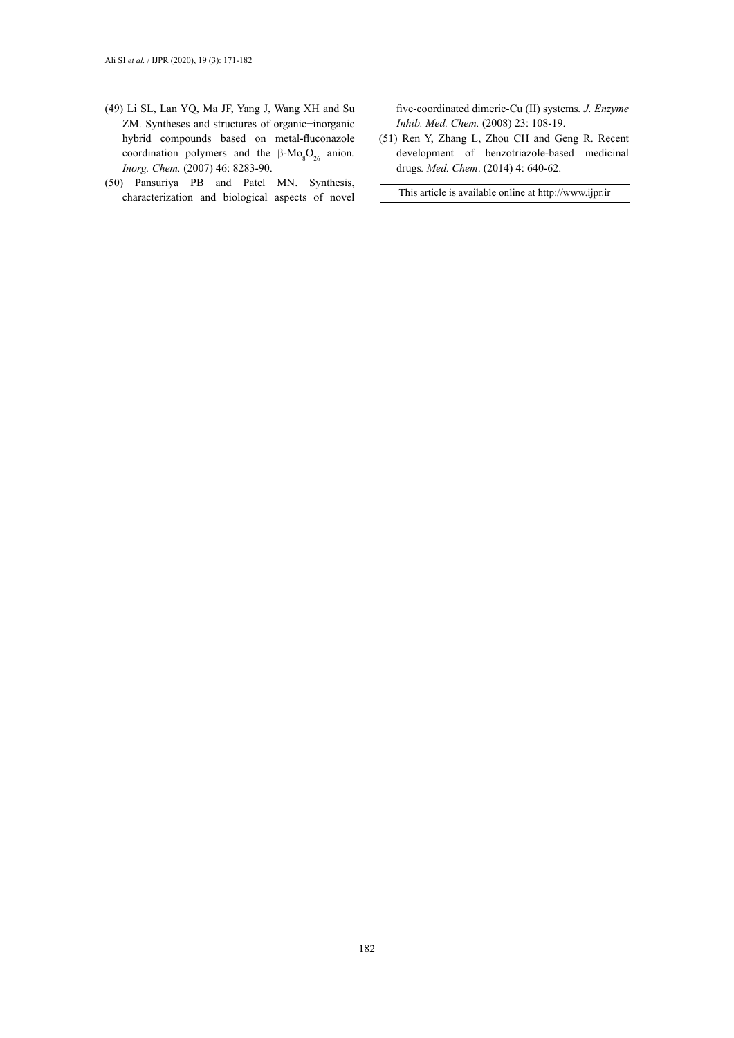(49) Li SL, Lan YQ, Ma JF, Yang J, Wang XH and Su ZM. Syntheses and structures of organic−inorganic hybrid compounds based on metal-fluconazole coordination polymers and the β-$Mo_8O_{26}$ anion. *Inorg. Chem.* (2007) 46: 8283-90.

(50) Pansuriya PB and Patel MN. Synthesis, characterization and biological aspects of novel five-coordinated dimeric-Cu (II) systems. *J. Enzyme Inhib. Med. Chem.* (2008) 23: 108-19.

(51) Ren Y, Zhang L, Zhou CH and Geng R. Recent development of benzotriazole-based medicinal drugs. *Med. Chem*. (2014) 4: 640-62.

This article is available online at http://www.ijpr.ir